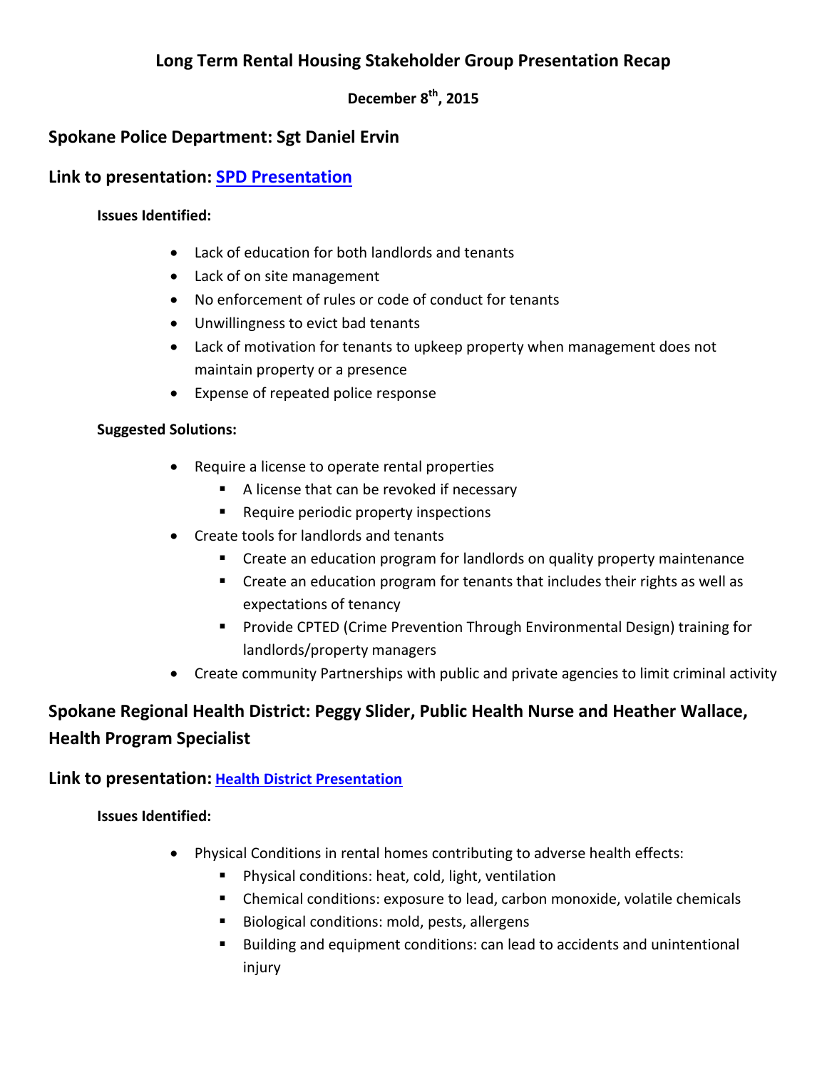# Long Term Rental Housing Stakeholder Group Presentation Recap

**December 8th, 2015**

## Spokane Police Department: Sgt Daniel Ervin

## Link to presentation: [SPD Presentation]()

**Issues Identified:**

- Lack of education for both landlords and tenants
- Lack of on site management
- No enforcement of rules or code of conduct for tenants
- Unwillingness to evict bad tenants
- Lack of motivation for tenants to upkeep property when management does not maintain property or a presence
- Expense of repeated police response

**Suggested Solutions:**

- Require a license to operate rental properties
  - A license that can be revoked if necessary
  - Require periodic property inspections
- Create tools for landlords and tenants
  - Create an education program for landlords on quality property maintenance
  - Create an education program for tenants that includes their rights as well as expectations of tenancy
  - Provide CPTED (Crime Prevention Through Environmental Design) training for landlords/property managers
- Create community Partnerships with public and private agencies to limit criminal activity

## Spokane Regional Health District: Peggy Slider, Public Health Nurse and Heather Wallace, Health Program Specialist

## Link to presentation: [Health District Presentation]()

**Issues Identified:**

- Physical Conditions in rental homes contributing to adverse health effects:
  - Physical conditions: heat, cold, light, ventilation
  - Chemical conditions: exposure to lead, carbon monoxide, volatile chemicals
  - Biological conditions: mold, pests, allergens
  - Building and equipment conditions: can lead to accidents and unintentional injury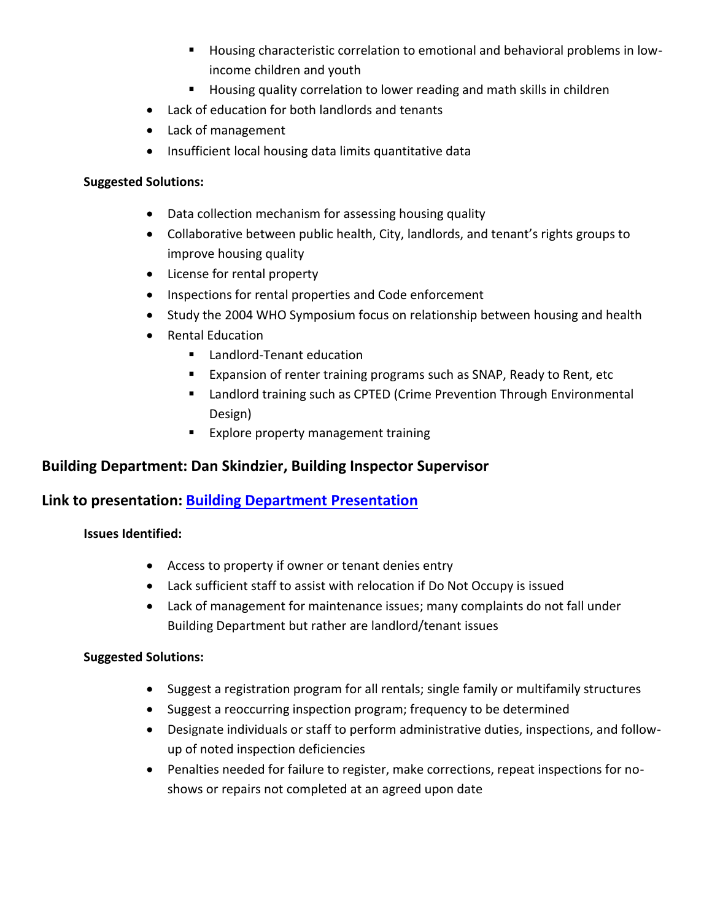- Housing characteristic correlation to emotional and behavioral problems in low-income children and youth
    - Housing quality correlation to lower reading and math skills in children
- Lack of education for both landlords and tenants
- Lack of management
- Insufficient local housing data limits quantitative data

**Suggested Solutions:**

- Data collection mechanism for assessing housing quality
- Collaborative between public health, City, landlords, and tenant's rights groups to improve housing quality
- License for rental property
- Inspections for rental properties and Code enforcement
- Study the 2004 WHO Symposium focus on relationship between housing and health
- Rental Education
    - Landlord-Tenant education
    - Expansion of renter training programs such as SNAP, Ready to Rent, etc
    - Landlord training such as CPTED (Crime Prevention Through Environmental Design)
    - Explore property management training

## Building Department: Dan Skindzier, Building Inspector Supervisor

## Link to presentation: [Building Department Presentation]()

**Issues Identified:**

- Access to property if owner or tenant denies entry
- Lack sufficient staff to assist with relocation if Do Not Occupy is issued
- Lack of management for maintenance issues; many complaints do not fall under Building Department but rather are landlord/tenant issues

**Suggested Solutions:**

- Suggest a registration program for all rentals; single family or multifamily structures
- Suggest a reoccurring inspection program; frequency to be determined
- Designate individuals or staff to perform administrative duties, inspections, and follow-up of noted inspection deficiencies
- Penalties needed for failure to register, make corrections, repeat inspections for no-shows or repairs not completed at an agreed upon date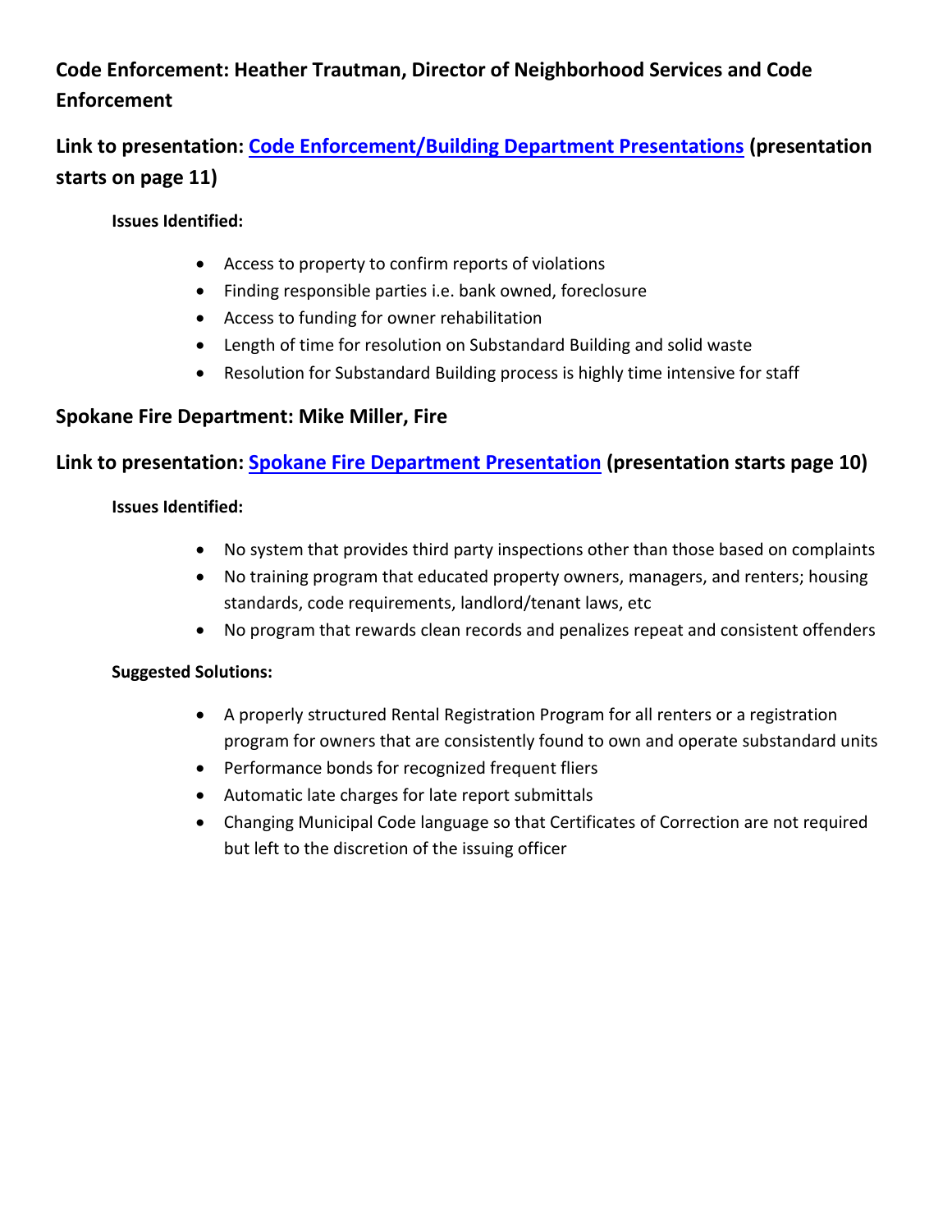## Code Enforcement: Heather Trautman, Director of Neighborhood Services and Code Enforcement

## Link to presentation: [Code Enforcement/Building Department Presentations]() (presentation starts on page 11)

**Issues Identified:**

- Access to property to confirm reports of violations
- Finding responsible parties i.e. bank owned, foreclosure
- Access to funding for owner rehabilitation
- Length of time for resolution on Substandard Building and solid waste
- Resolution for Substandard Building process is highly time intensive for staff

## Spokane Fire Department: Mike Miller, Fire

## Link to presentation: [Spokane Fire Department Presentation]() (presentation starts page 10)

**Issues Identified:**

- No system that provides third party inspections other than those based on complaints
- No training program that educated property owners, managers, and renters; housing standards, code requirements, landlord/tenant laws, etc
- No program that rewards clean records and penalizes repeat and consistent offenders

**Suggested Solutions:**

- A properly structured Rental Registration Program for all renters or a registration program for owners that are consistently found to own and operate substandard units
- Performance bonds for recognized frequent fliers
- Automatic late charges for late report submittals
- Changing Municipal Code language so that Certificates of Correction are not required but left to the discretion of the issuing officer